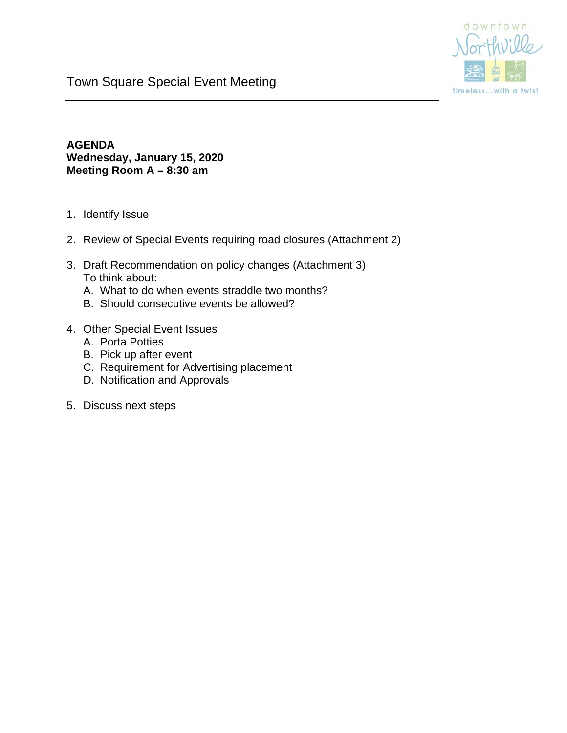# Town Square Special Event Meeting

**AGENDA**
**Wednesday, January 15, 2020**
**Meeting Room A – 8:30 am**

1. Identify Issue

2. Review of Special Events requiring road closures (Attachment 2)

3. Draft Recommendation on policy changes (Attachment 3)
   To think about:
   A. What to do when events straddle two months?
   B. Should consecutive events be allowed?

4. Other Special Event Issues
   A. Porta Potties
   B. Pick up after event
   C. Requirement for Advertising placement
   D. Notification and Approvals

5. Discuss next steps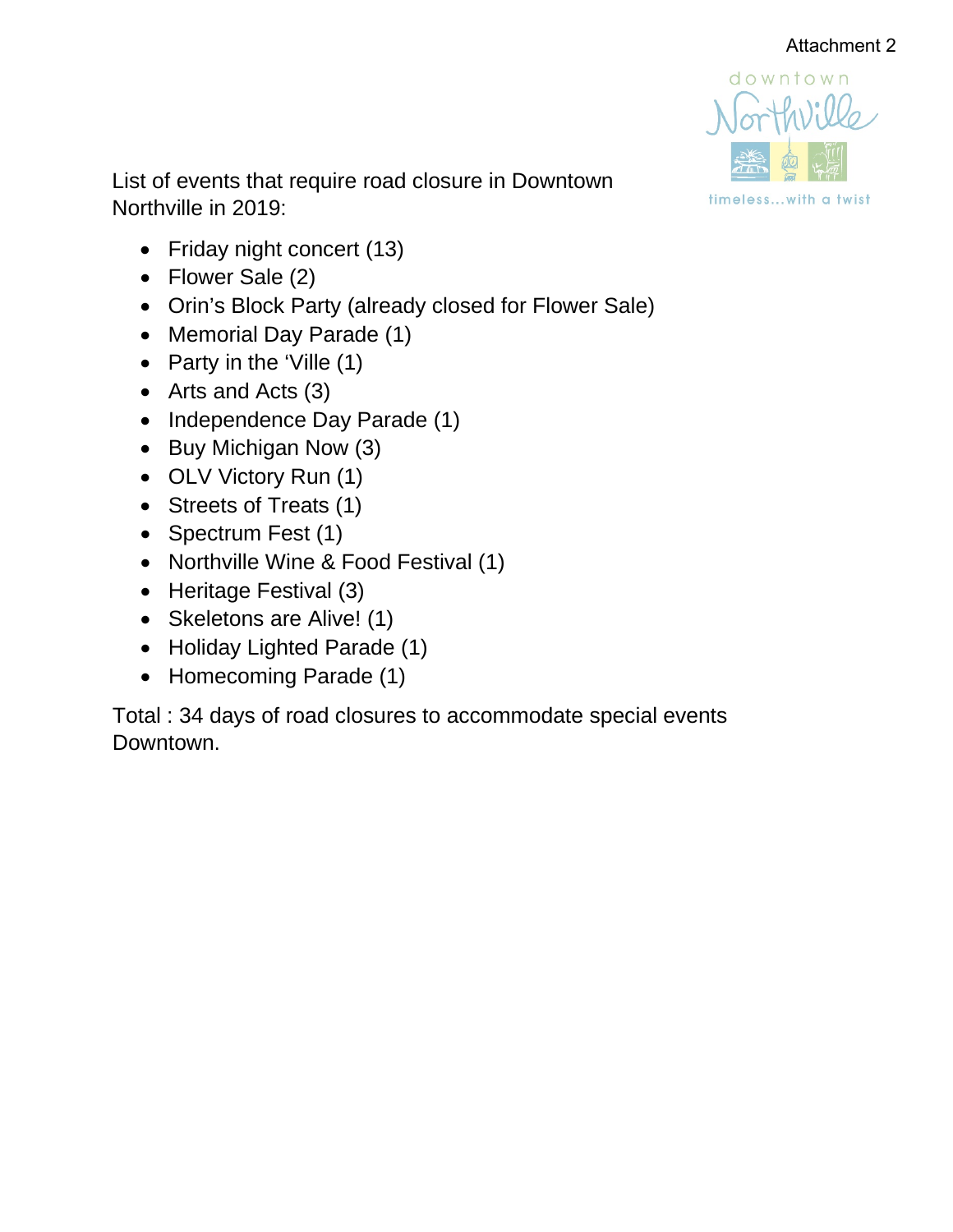Attachment 2

List of events that require road closure in Downtown Northville in 2019:

- Friday night concert (13)
- Flower Sale (2)
- Orin's Block Party (already closed for Flower Sale)
- Memorial Day Parade (1)
- Party in the 'Ville (1)
- Arts and Acts (3)
- Independence Day Parade (1)
- Buy Michigan Now (3)
- OLV Victory Run (1)
- Streets of Treats (1)
- Spectrum Fest (1)
- Northville Wine & Food Festival (1)
- Heritage Festival (3)
- Skeletons are Alive! (1)
- Holiday Lighted Parade (1)
- Homecoming Parade (1)

Total : 34 days of road closures to accommodate special events Downtown.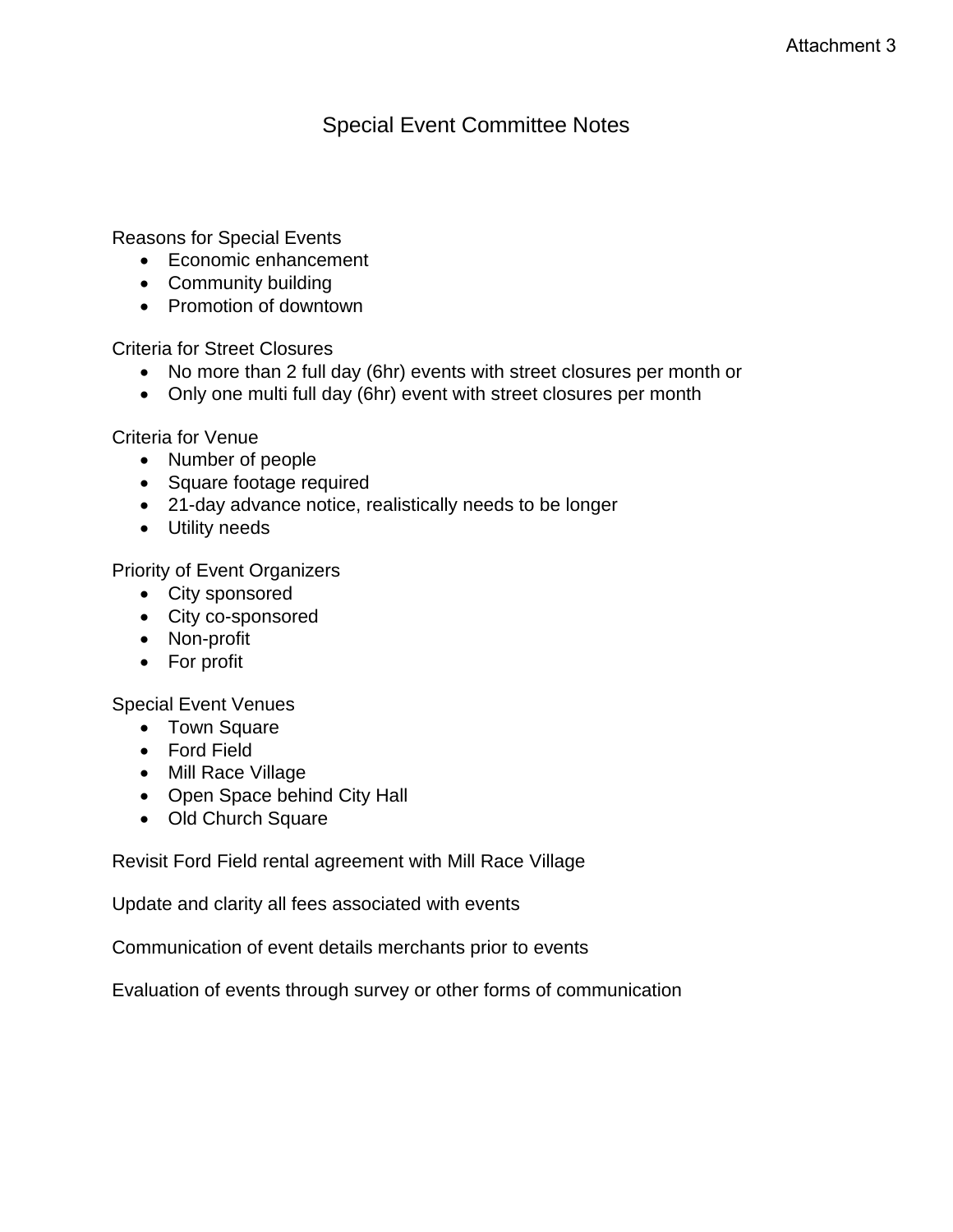Attachment 3

# Special Event Committee Notes

Reasons for Special Events

- Economic enhancement
- Community building
- Promotion of downtown

Criteria for Street Closures

- No more than 2 full day (6hr) events with street closures per month or
- Only one multi full day (6hr) event with street closures per month

Criteria for Venue

- Number of people
- Square footage required
- 21-day advance notice, realistically needs to be longer
- Utility needs

Priority of Event Organizers

- City sponsored
- City co-sponsored
- Non-profit
- For profit

Special Event Venues

- Town Square
- Ford Field
- Mill Race Village
- Open Space behind City Hall
- Old Church Square

Revisit Ford Field rental agreement with Mill Race Village

Update and clarity all fees associated with events

Communication of event details merchants prior to events

Evaluation of events through survey or other forms of communication